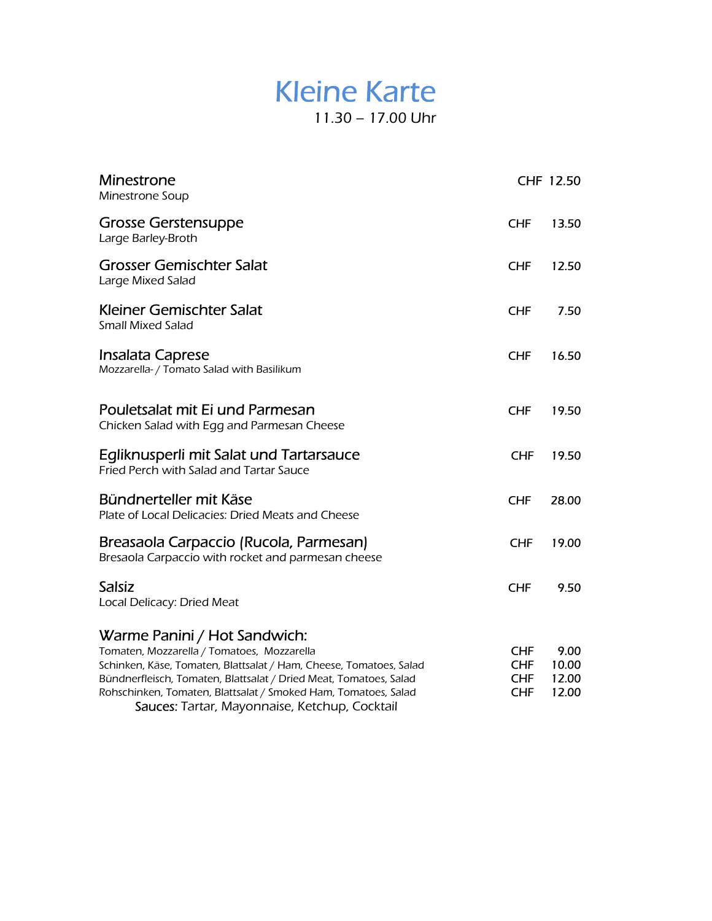# Kleine Karte

11.30 – 17.00 Uhr

| | |
|---|---|
| **Minestrone**<br>Minestrone Soup | CHF 12.50 |
| **Grosse Gerstensuppe**<br>Large Barley-Broth | CHF 13.50 |
| **Grosser Gemischter Salat**<br>Large Mixed Salad | CHF 12.50 |
| **Kleiner Gemischter Salat**<br>Small Mixed Salad | CHF 7.50 |
| **Insalata Caprese**<br>Mozzarella- / Tomato Salad with Basilikum | CHF 16.50 |
| **Pouletsalat mit Ei und Parmesan**<br>Chicken Salad with Egg and Parmesan Cheese | CHF 19.50 |
| **Egliknusperli mit Salat und Tartarsauce**<br>Fried Perch with Salad and Tartar Sauce | CHF 19.50 |
| **Bündnerteller mit Käse**<br>Plate of Local Delicacies: Dried Meats and Cheese | CHF 28.00 |
| **Breasaola Carpaccio (Rucola, Parmesan)**<br>Bresaola Carpaccio with rocket and parmesan cheese | CHF 19.00 |
| **Salsiz**<br>Local Delicacy: Dried Meat | CHF 9.50 |

**Warme Panini / Hot Sandwich:**

| | |
|---|---|
| Tomaten, Mozzarella / Tomatoes, Mozzarella | CHF 9.00 |
| Schinken, Käse, Tomaten, Blattsalat / Ham, Cheese, Tomatoes, Salad | CHF 10.00 |
| Bündnerfleisch, Tomaten, Blattsalat / Dried Meat, Tomatoes, Salad | CHF 12.00 |
| Rohschinken, Tomaten, Blattsalat / Smoked Ham, Tomatoes, Salad | CHF 12.00 |

Sauces: Tartar, Mayonnaise, Ketchup, Cocktail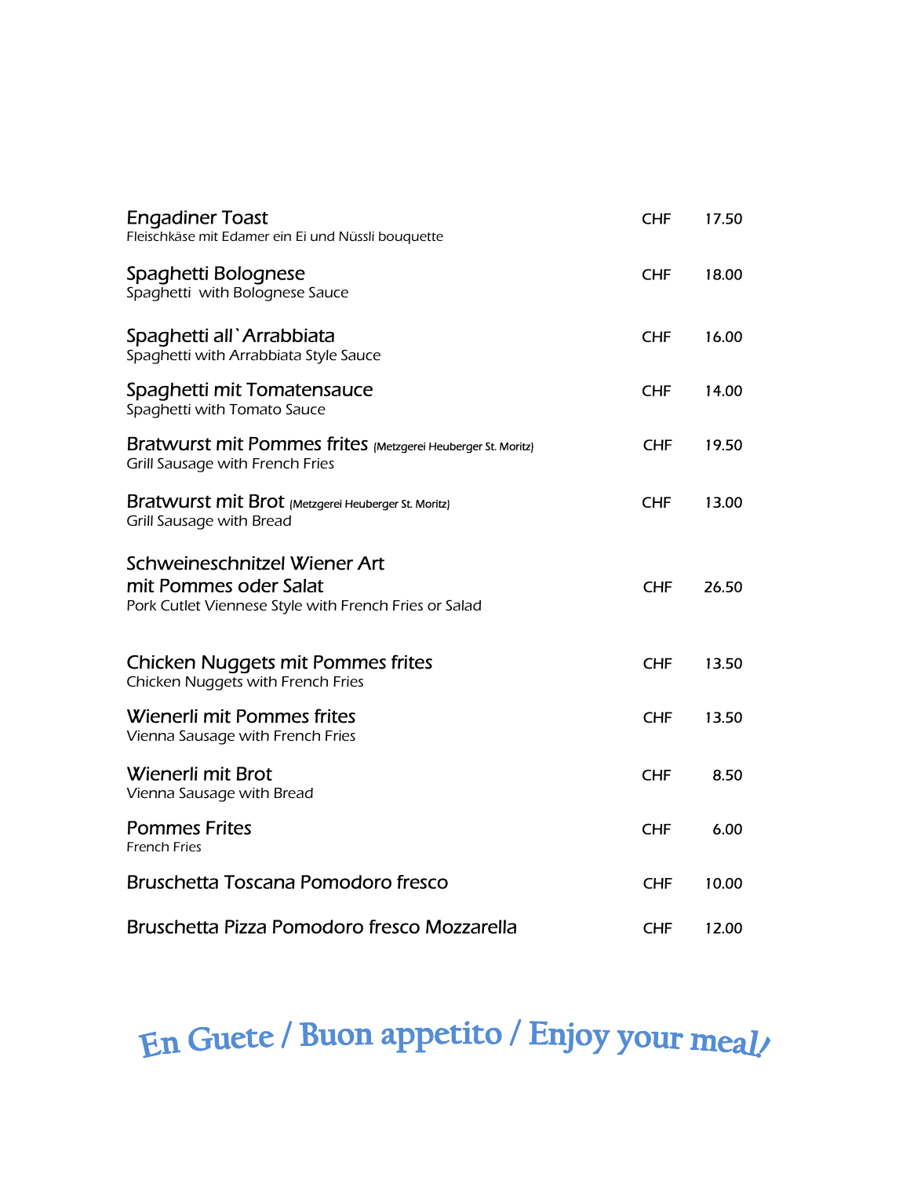| Item | | Price |
|---|---|---|
| **Engadiner Toast**<br>Fleischkäse mit Edamer ein Ei und Nüssli bouquette | CHF | 17.50 |
| **Spaghetti Bolognese**<br>Spaghetti with Bolognese Sauce | CHF | 18.00 |
| **Spaghetti all`Arrabbiata**<br>Spaghetti with Arrabbiata Style Sauce | CHF | 16.00 |
| **Spaghetti mit Tomatensauce**<br>Spaghetti with Tomato Sauce | CHF | 14.00 |
| **Bratwurst mit Pommes frites** (Metzgerei Heuberger St. Moritz)<br>Grill Sausage with French Fries | CHF | 19.50 |
| **Bratwurst mit Brot** (Metzgerei Heuberger St. Moritz)<br>Grill Sausage with Bread | CHF | 13.00 |
| **Schweineschnitzel Wiener Art mit Pommes oder Salat**<br>Pork Cutlet Viennese Style with French Fries or Salad | CHF | 26.50 |
| **Chicken Nuggets mit Pommes frites**<br>Chicken Nuggets with French Fries | CHF | 13.50 |
| **Wienerli mit Pommes frites**<br>Vienna Sausage with French Fries | CHF | 13.50 |
| **Wienerli mit Brot**<br>Vienna Sausage with Bread | CHF | 8.50 |
| **Pommes Frites**<br>French Fries | CHF | 6.00 |
| **Bruschetta Toscana Pomodoro fresco** | CHF | 10.00 |
| **Bruschetta Pizza Pomodoro fresco Mozzarella** | CHF | 12.00 |

## En Guete / Buon appetito / Enjoy your meal!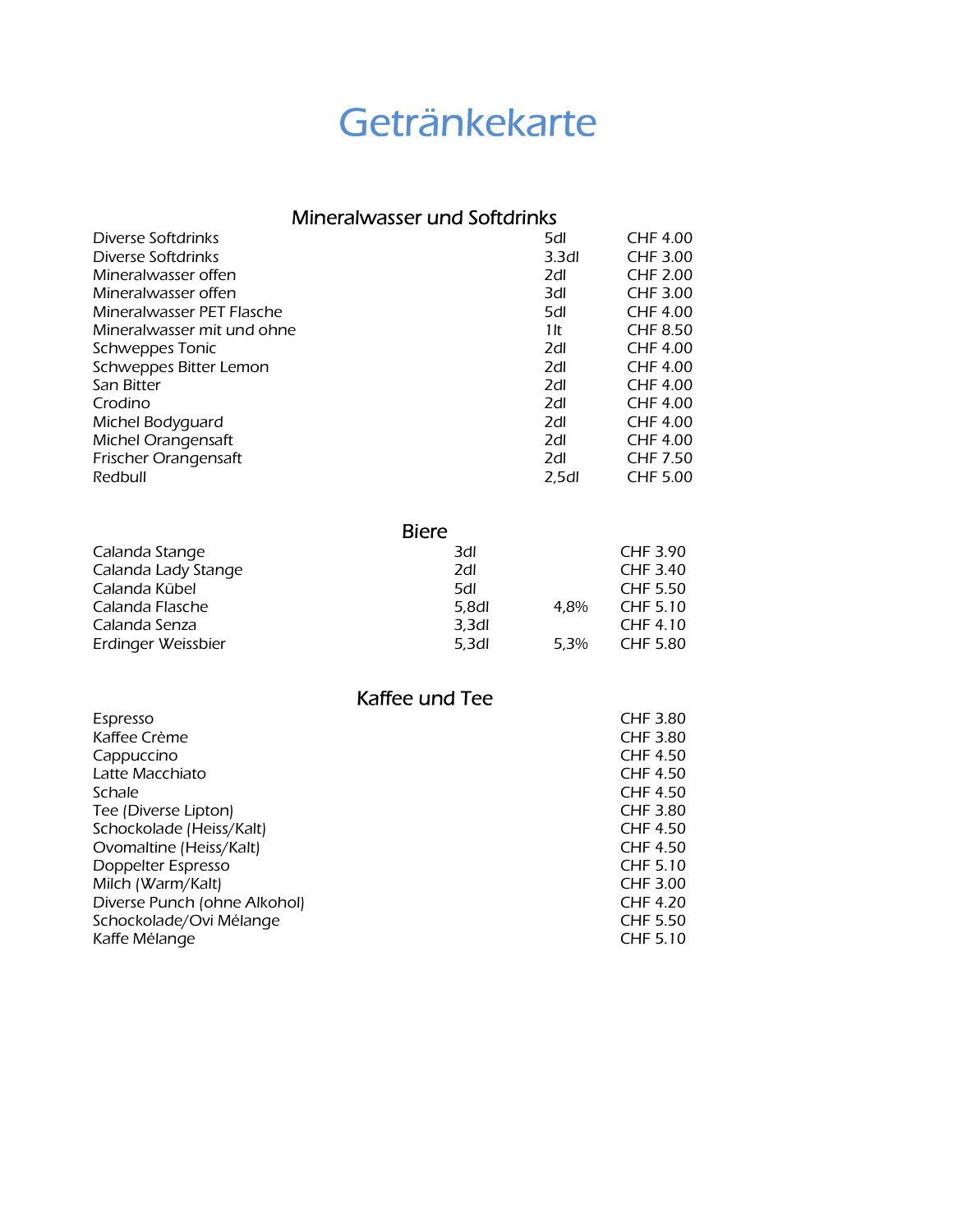# Getränkekarte

## Mineralwasser und Softdrinks

| | | |
|---|---|---|
| Diverse Softdrinks | 5dl | CHF 4.00 |
| Diverse Softdrinks | 3.3dl | CHF 3.00 |
| Mineralwasser offen | 2dl | CHF 2.00 |
| Mineralwasser offen | 3dl | CHF 3.00 |
| Mineralwasser PET Flasche | 5dl | CHF 4.00 |
| Mineralwasser mit und ohne | 1lt | CHF 8.50 |
| Schweppes Tonic | 2dl | CHF 4.00 |
| Schweppes Bitter Lemon | 2dl | CHF 4.00 |
| San Bitter | 2dl | CHF 4.00 |
| Crodino | 2dl | CHF 4.00 |
| Michel Bodyguard | 2dl | CHF 4.00 |
| Michel Orangensaft | 2dl | CHF 4.00 |
| Frischer Orangensaft | 2dl | CHF 7.50 |
| Redbull | 2,5dl | CHF 5.00 |

## Biere

| | | | |
|---|---|---|---|
| Calanda Stange | 3dl | | CHF 3.90 |
| Calanda Lady Stange | 2dl | | CHF 3.40 |
| Calanda Kübel | 5dl | | CHF 5.50 |
| Calanda Flasche | 5,8dl | 4,8% | CHF 5.10 |
| Calanda Senza | 3,3dl | | CHF 4.10 |
| Erdinger Weissbier | 5,3dl | 5,3% | CHF 5.80 |

## Kaffee und Tee

| | |
|---|---|
| Espresso | CHF 3.80 |
| Kaffee Crème | CHF 3.80 |
| Cappuccino | CHF 4.50 |
| Latte Macchiato | CHF 4.50 |
| Schale | CHF 4.50 |
| Tee (Diverse Lipton) | CHF 3.80 |
| Schockolade (Heiss/Kalt) | CHF 4.50 |
| Ovomaltine (Heiss/Kalt) | CHF 4.50 |
| Doppelter Espresso | CHF 5.10 |
| Milch (Warm/Kalt) | CHF 3.00 |
| Diverse Punch (ohne Alkohol) | CHF 4.20 |
| Schockolade/Ovi Mélange | CHF 5.50 |
| Kaffe Mélange | CHF 5.10 |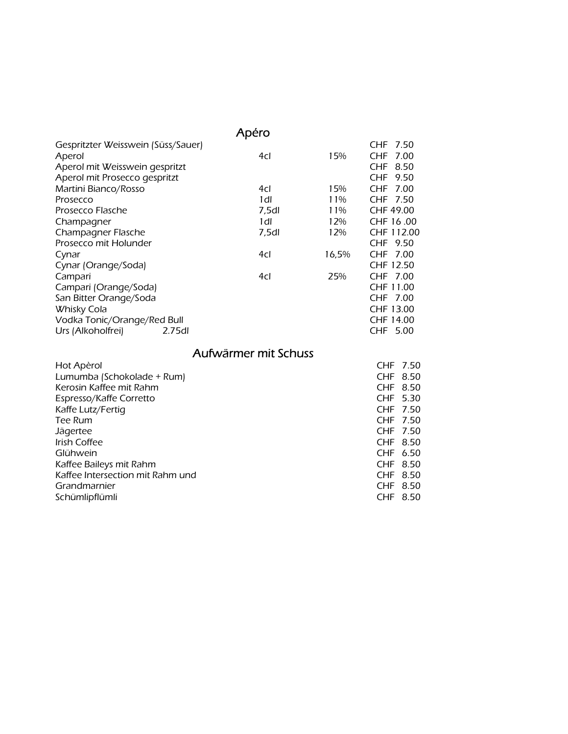## Apéro

| | | | |
|---|---|---|---|
| Gespritzter Weisswein (Süss/Sauer) | | | CHF 7.50 |
| Aperol | 4cl | 15% | CHF 7.00 |
| Aperol mit Weisswein gespritzt | | | CHF 8.50 |
| Aperol mit Prosecco gespritzt | | | CHF 9.50 |
| Martini Bianco/Rosso | 4cl | 15% | CHF 7.00 |
| Prosecco | 1dl | 11% | CHF 7.50 |
| Prosecco Flasche | 7,5dl | 11% | CHF 49.00 |
| Champagner | 1dl | 12% | CHF 16 .00 |
| Champagner Flasche | 7,5dl | 12% | CHF 112.00 |
| Prosecco mit Holunder | | | CHF 9.50 |
| Cynar | 4cl | 16,5% | CHF 7.00 |
| Cynar (Orange/Soda) | | | CHF 12.50 |
| Campari | 4cl | 25% | CHF 7.00 |
| Campari (Orange/Soda) | | | CHF 11.00 |
| San Bitter Orange/Soda | | | CHF 7.00 |
| Whisky Cola | | | CHF 13.00 |
| Vodka Tonic/Orange/Red Bull | | | CHF 14.00 |
| Urs (Alkoholfrei) 2.75dl | | | CHF 5.00 |

## Aufwärmer mit Schuss

| | |
|---|---|
| Hot Apèrol | CHF 7.50 |
| Lumumba (Schokolade + Rum) | CHF 8.50 |
| Kerosin Kaffee mit Rahm | CHF 8.50 |
| Espresso/Kaffe Corretto | CHF 5.30 |
| Kaffe Lutz/Fertig | CHF 7.50 |
| Tee Rum | CHF 7.50 |
| Jägertee | CHF 7.50 |
| Irish Coffee | CHF 8.50 |
| Glühwein | CHF 6.50 |
| Kaffee Baileys mit Rahm | CHF 8.50 |
| Kaffee Intersection mit Rahm und | CHF 8.50 |
| Grandmarnier | CHF 8.50 |
| Schümlipflümli | CHF 8.50 |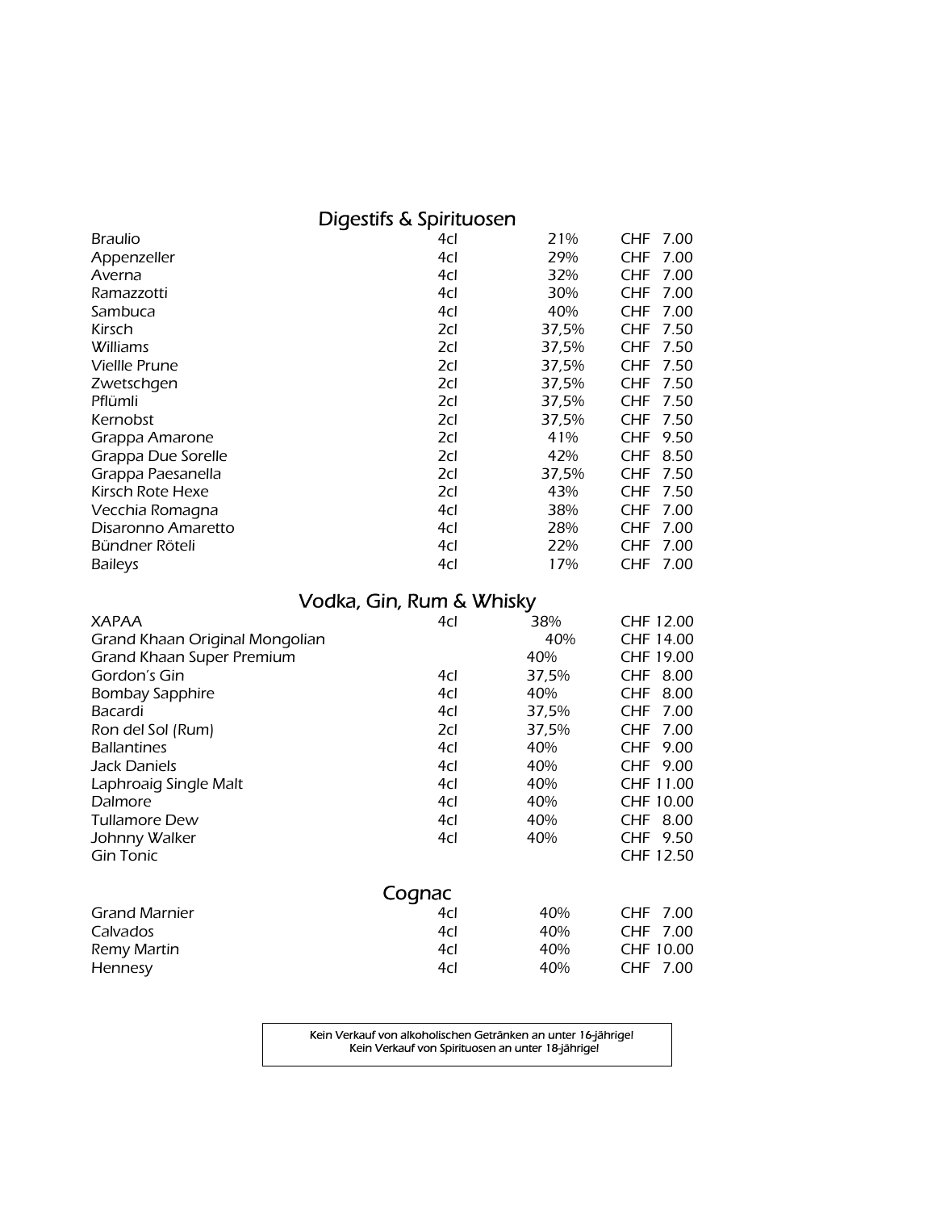## Digestifs & Spirituosen

| | | | |
|---|---|---|---|
| Braulio | 4cl | 21% | CHF 7.00 |
| Appenzeller | 4cl | 29% | CHF 7.00 |
| Averna | 4cl | 32% | CHF 7.00 |
| Ramazzotti | 4cl | 30% | CHF 7.00 |
| Sambuca | 4cl | 40% | CHF 7.00 |
| Kirsch | 2cl | 37,5% | CHF 7.50 |
| Williams | 2cl | 37,5% | CHF 7.50 |
| Viellle Prune | 2cl | 37,5% | CHF 7.50 |
| Zwetschgen | 2cl | 37,5% | CHF 7.50 |
| Pflümli | 2cl | 37,5% | CHF 7.50 |
| Kernobst | 2cl | 37,5% | CHF 7.50 |
| Grappa Amarone | 2cl | 41% | CHF 9.50 |
| Grappa Due Sorelle | 2cl | 42% | CHF 8.50 |
| Grappa Paesanella | 2cl | 37,5% | CHF 7.50 |
| Kirsch Rote Hexe | 2cl | 43% | CHF 7.50 |
| Vecchia Romagna | 4cl | 38% | CHF 7.00 |
| Disaronno Amaretto | 4cl | 28% | CHF 7.00 |
| Bündner Röteli | 4cl | 22% | CHF 7.00 |
| Baileys | 4cl | 17% | CHF 7.00 |

## Vodka, Gin, Rum & Whisky

| | | | |
|---|---|---|---|
| XAPAA | 4cl | 38% | CHF 12.00 |
| Grand Khaan Original Mongolian | | 40% | CHF 14.00 |
| Grand Khaan Super Premium | | 40% | CHF 19.00 |
| Gordon's Gin | 4cl | 37,5% | CHF 8.00 |
| Bombay Sapphire | 4cl | 40% | CHF 8.00 |
| Bacardi | 4cl | 37,5% | CHF 7.00 |
| Ron del Sol (Rum) | 2cl | 37,5% | CHF 7.00 |
| Ballantines | 4cl | 40% | CHF 9.00 |
| Jack Daniels | 4cl | 40% | CHF 9.00 |
| Laphroaig Single Malt | 4cl | 40% | CHF 11.00 |
| Dalmore | 4cl | 40% | CHF 10.00 |
| Tullamore Dew | 4cl | 40% | CHF 8.00 |
| Johnny Walker | 4cl | 40% | CHF 9.50 |
| Gin Tonic | | | CHF 12.50 |

## Cognac

| | | | |
|---|---|---|---|
| Grand Marnier | 4cl | 40% | CHF 7.00 |
| Calvados | 4cl | 40% | CHF 7.00 |
| Remy Martin | 4cl | 40% | CHF 10.00 |
| Hennesy | 4cl | 40% | CHF 7.00 |

Kein Verkauf von alkoholischen Getränken an unter 16-jährige!
Kein Verkauf von Spirituosen an unter 18-jährige!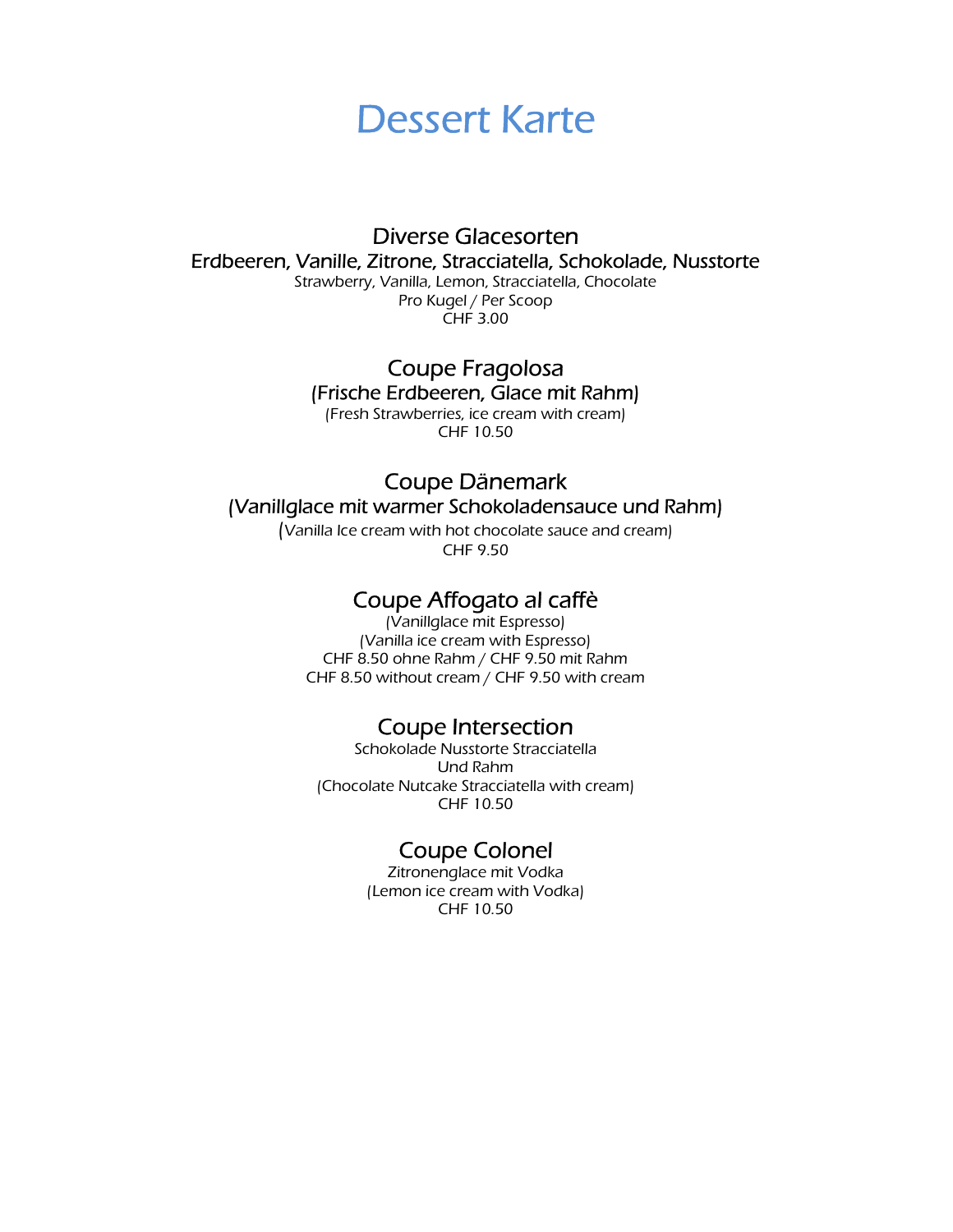# Dessert Karte

## Diverse Glacesorten

### Erdbeeren, Vanille, Zitrone, Stracciatella, Schokolade, Nusstorte

Strawberry, Vanilla, Lemon, Stracciatella, Chocolate
Pro Kugel / Per Scoop
CHF 3.00

## Coupe Fragolosa

### (Frische Erdbeeren, Glace mit Rahm)

(Fresh Strawberries, ice cream with cream)
CHF 10.50

## Coupe Dänemark

### (Vanillglace mit warmer Schokoladensauce und Rahm)

(Vanilla Ice cream with hot chocolate sauce and cream)
CHF 9.50

## Coupe Affogato al caffè

(Vanillglace mit Espresso)
(Vanilla ice cream with Espresso)
CHF 8.50 ohne Rahm / CHF 9.50 mit Rahm
CHF 8.50 without cream / CHF 9.50 with cream

## Coupe Intersection

Schokolade Nusstorte Stracciatella
Und Rahm
(Chocolate Nutcake Stracciatella with cream)
CHF 10.50

## Coupe Colonel

Zitronenglace mit Vodka
(Lemon ice cream with Vodka)
CHF 10.50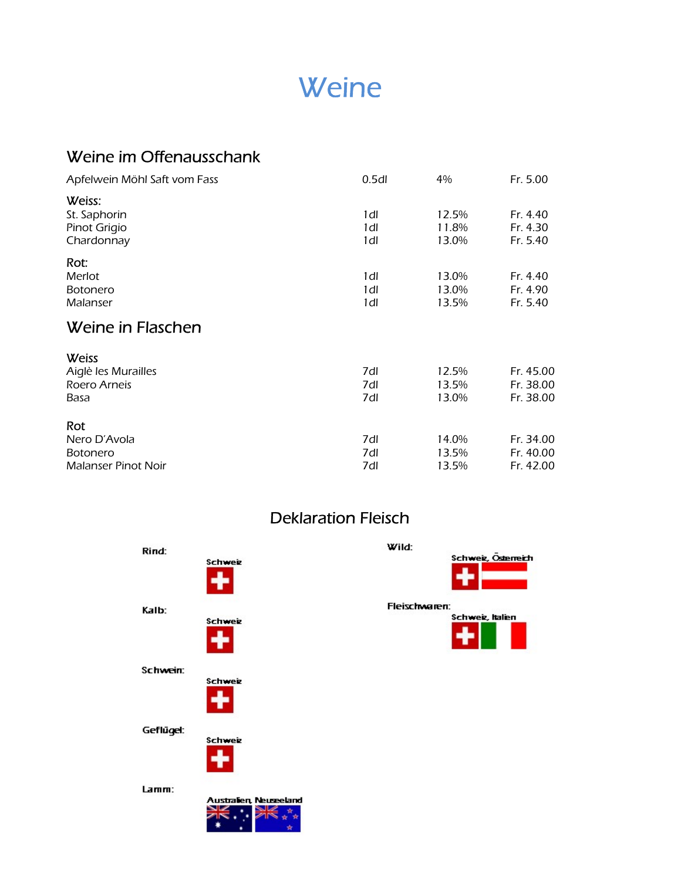# Weine

## Weine im Offenausschank

| | | | |
|---|---|---|---|
| Apfelwein Möhl Saft vom Fass | 0.5dl | 4% | Fr. 5.00 |
| **Weiss:** | | | |
| St. Saphorin | 1dl | 12.5% | Fr. 4.40 |
| Pinot Grigio | 1dl | 11.8% | Fr. 4.30 |
| Chardonnay | 1dl | 13.0% | Fr. 5.40 |
| **Rot:** | | | |
| Merlot | 1dl | 13.0% | Fr. 4.40 |
| Botonero | 1dl | 13.0% | Fr. 4.90 |
| Malanser | 1dl | 13.5% | Fr. 5.40 |

## Weine in Flaschen

| | | | |
|---|---|---|---|
| **Weiss** | | | |
| Aiglè les Murailles | 7dl | 12.5% | Fr. 45.00 |
| Roero Arneis | 7dl | 13.5% | Fr. 38.00 |
| Basa | 7dl | 13.0% | Fr. 38.00 |
| **Rot** | | | |
| Nero D'Avola | 7dl | 14.0% | Fr. 34.00 |
| Botonero | 7dl | 13.5% | Fr. 40.00 |
| Malanser Pinot Noir | 7dl | 13.5% | Fr. 42.00 |

## Deklaration Fleisch

**Rind:** Schweiz

**Kalb:** Schweiz

**Schwein:** Schweiz

**Geflügel:** Schweiz

**Lamm:** Australien, Neuseeland

**Wild:** Schweiz, Österreich

**Fleischwaren:** Schweiz, Italien